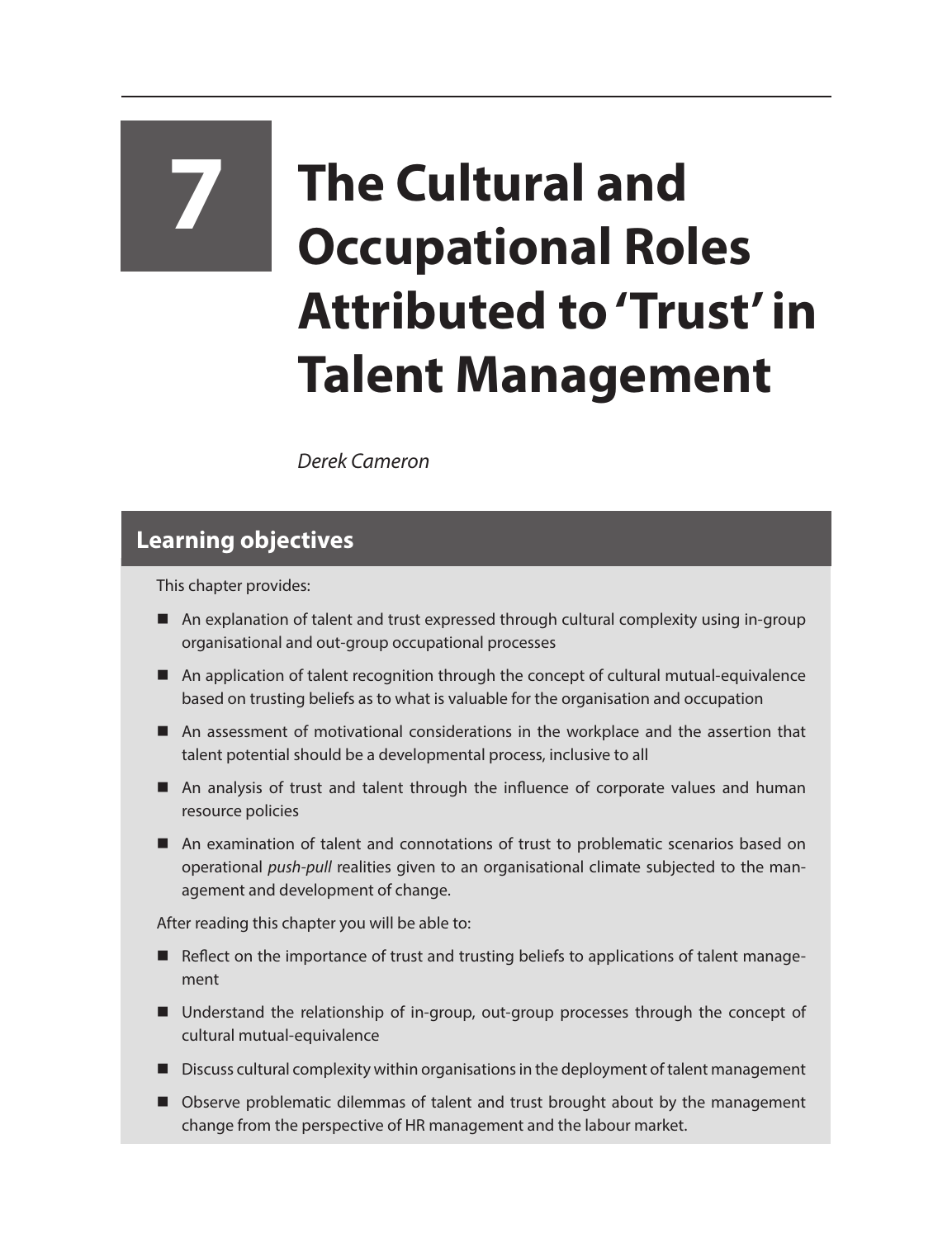# 7 The Cultural and Occupational Roles Attributed to 'Trust' in Talent Management

*Derek Cameron*

## Learning objectives

This chapter provides:

- An explanation of talent and trust expressed through cultural complexity using in-group organisational and out-group occupational processes
- An application of talent recognition through the concept of cultural mutual-equivalence based on trusting beliefs as to what is valuable for the organisation and occupation
- An assessment of motivational considerations in the workplace and the assertion that talent potential should be a developmental process, inclusive to all
- An analysis of trust and talent through the influence of corporate values and human resource policies
- An examination of talent and connotations of trust to problematic scenarios based on operational *push-pull* realities given to an organisational climate subjected to the management and development of change.

After reading this chapter you will be able to:

- Reflect on the importance of trust and trusting beliefs to applications of talent management
- Understand the relationship of in-group, out-group processes through the concept of cultural mutual-equivalence
- Discuss cultural complexity within organisations in the deployment of talent management
- Observe problematic dilemmas of talent and trust brought about by the management change from the perspective of HR management and the labour market.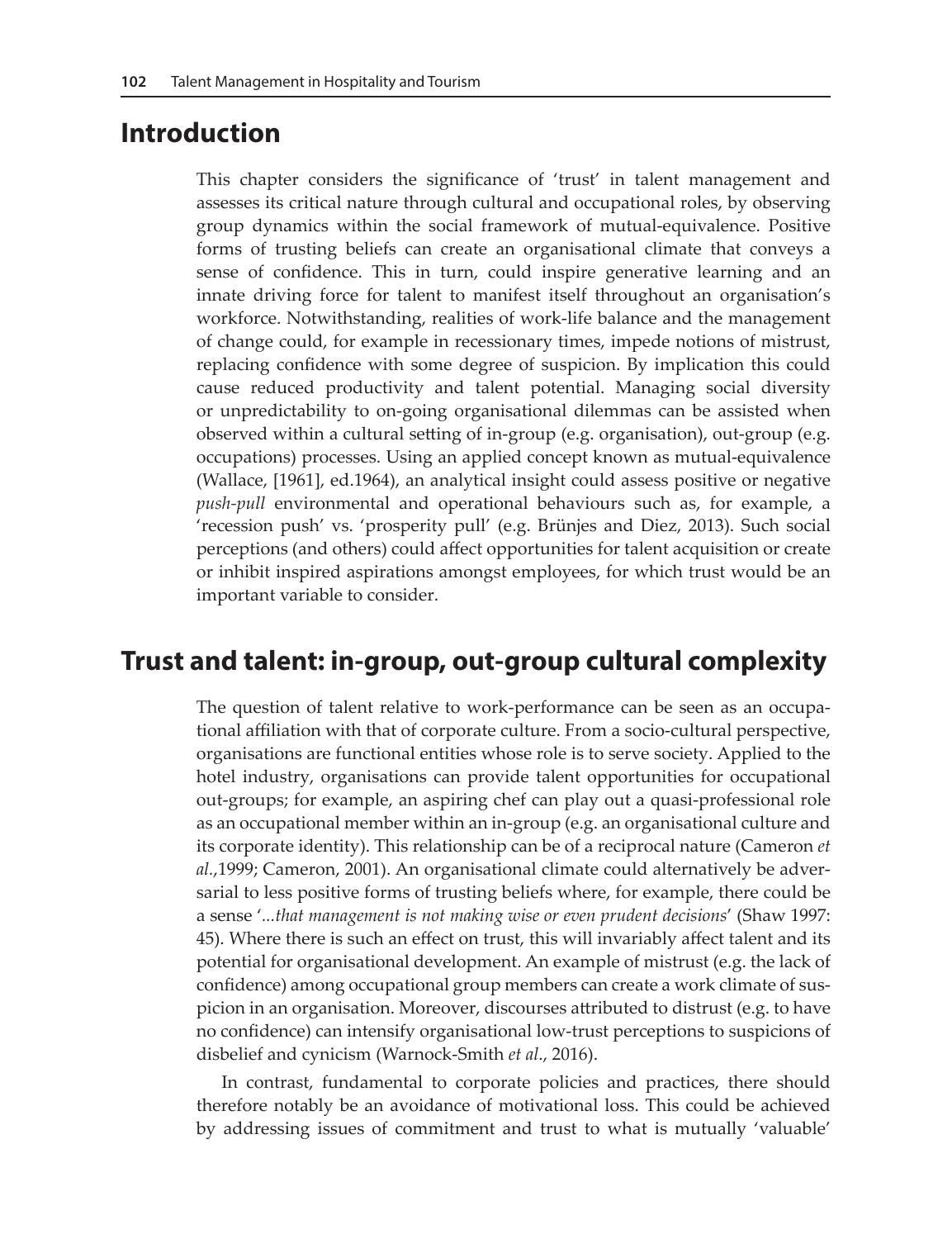## Introduction

This chapter considers the significance of 'trust' in talent management and assesses its critical nature through cultural and occupational roles, by observing group dynamics within the social framework of mutual-equivalence. Positive forms of trusting beliefs can create an organisational climate that conveys a sense of confidence. This in turn, could inspire generative learning and an innate driving force for talent to manifest itself throughout an organisation's workforce. Notwithstanding, realities of work-life balance and the management of change could, for example in recessionary times, impede notions of mistrust, replacing confidence with some degree of suspicion. By implication this could cause reduced productivity and talent potential. Managing social diversity or unpredictability to on-going organisational dilemmas can be assisted when observed within a cultural setting of in-group (e.g. organisation), out-group (e.g. occupations) processes. Using an applied concept known as mutual-equivalence (Wallace, [1961], ed.1964), an analytical insight could assess positive or negative *push-pull* environmental and operational behaviours such as, for example, a 'recession push' vs. 'prosperity pull' (e.g. Brünjes and Diez, 2013). Such social perceptions (and others) could affect opportunities for talent acquisition or create or inhibit inspired aspirations amongst employees, for which trust would be an important variable to consider.

## Trust and talent: in-group, out-group cultural complexity

The question of talent relative to work-performance can be seen as an occupational affiliation with that of corporate culture. From a socio-cultural perspective, organisations are functional entities whose role is to serve society. Applied to the hotel industry, organisations can provide talent opportunities for occupational out-groups; for example, an aspiring chef can play out a quasi-professional role as an occupational member within an in-group (e.g. an organisational culture and its corporate identity). This relationship can be of a reciprocal nature (Cameron *et al.*,1999; Cameron, 2001). An organisational climate could alternatively be adversarial to less positive forms of trusting beliefs where, for example, there could be a sense '*...that management is not making wise or even prudent decisions*' (Shaw 1997: 45). Where there is such an effect on trust, this will invariably affect talent and its potential for organisational development. An example of mistrust (e.g. the lack of confidence) among occupational group members can create a work climate of suspicion in an organisation. Moreover, discourses attributed to distrust (e.g. to have no confidence) can intensify organisational low-trust perceptions to suspicions of disbelief and cynicism (Warnock-Smith *et al*., 2016).

In contrast, fundamental to corporate policies and practices, there should therefore notably be an avoidance of motivational loss. This could be achieved by addressing issues of commitment and trust to what is mutually 'valuable'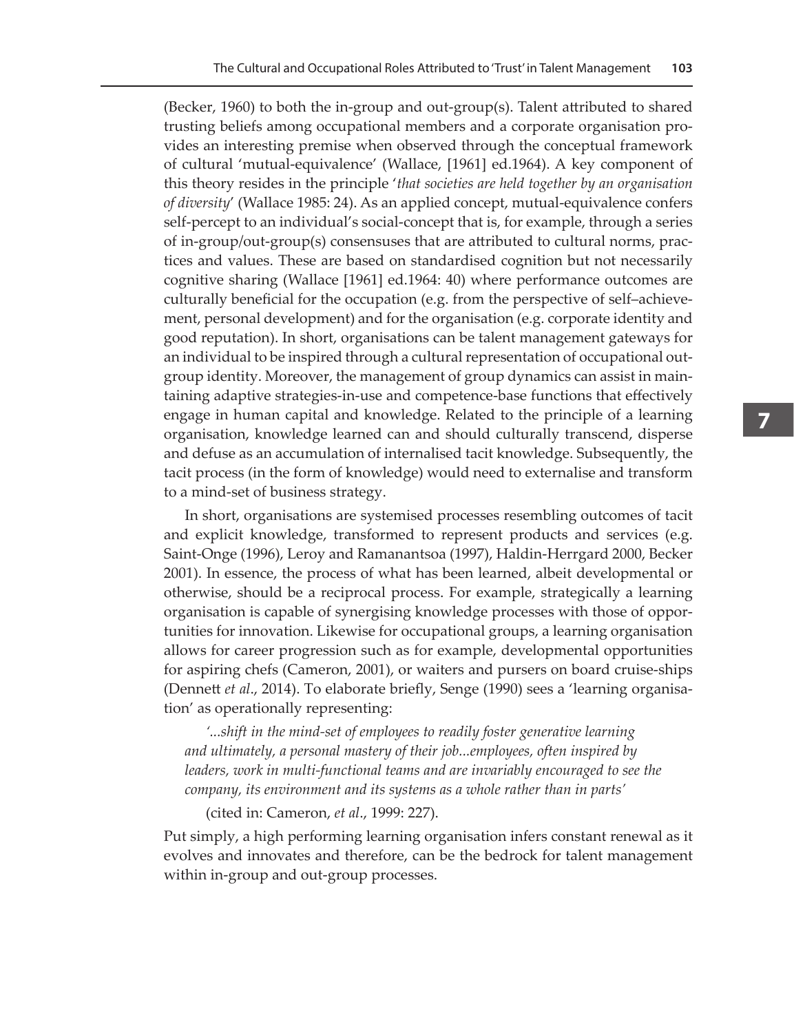(Becker, 1960) to both the in-group and out-group(s). Talent attributed to shared trusting beliefs among occupational members and a corporate organisation provides an interesting premise when observed through the conceptual framework of cultural 'mutual-equivalence' (Wallace, [1961] ed.1964). A key component of this theory resides in the principle '*that societies are held together by an organisation of diversity*' (Wallace 1985: 24). As an applied concept, mutual-equivalence confers self-percept to an individual's social-concept that is, for example, through a series of in-group/out-group(s) consensuses that are attributed to cultural norms, practices and values. These are based on standardised cognition but not necessarily cognitive sharing (Wallace [1961] ed.1964: 40) where performance outcomes are culturally beneficial for the occupation (e.g. from the perspective of self–achievement, personal development) and for the organisation (e.g. corporate identity and good reputation). In short, organisations can be talent management gateways for an individual to be inspired through a cultural representation of occupational out-group identity. Moreover, the management of group dynamics can assist in maintaining adaptive strategies-in-use and competence-base functions that effectively engage in human capital and knowledge. Related to the principle of a learning organisation, knowledge learned can and should culturally transcend, disperse and defuse as an accumulation of internalised tacit knowledge. Subsequently, the tacit process (in the form of knowledge) would need to externalise and transform to a mind-set of business strategy.

In short, organisations are systemised processes resembling outcomes of tacit and explicit knowledge, transformed to represent products and services (e.g. Saint-Onge (1996), Leroy and Ramanantsoa (1997), Haldin-Herrgard 2000, Becker 2001). In essence, the process of what has been learned, albeit developmental or otherwise, should be a reciprocal process. For example, strategically a learning organisation is capable of synergising knowledge processes with those of opportunities for innovation. Likewise for occupational groups, a learning organisation allows for career progression such as for example, developmental opportunities for aspiring chefs (Cameron, 2001), or waiters and pursers on board cruise-ships (Dennett *et al*., 2014). To elaborate briefly, Senge (1990) sees a 'learning organisation' as operationally representing:

> '*...shift in the mind-set of employees to readily foster generative learning and ultimately, a personal mastery of their job...employees, often inspired by leaders, work in multi-functional teams and are invariably encouraged to see the company, its environment and its systems as a whole rather than in parts*'
>
> (cited in: Cameron, *et al*., 1999: 227).

Put simply, a high performing learning organisation infers constant renewal as it evolves and innovates and therefore, can be the bedrock for talent management within in-group and out-group processes.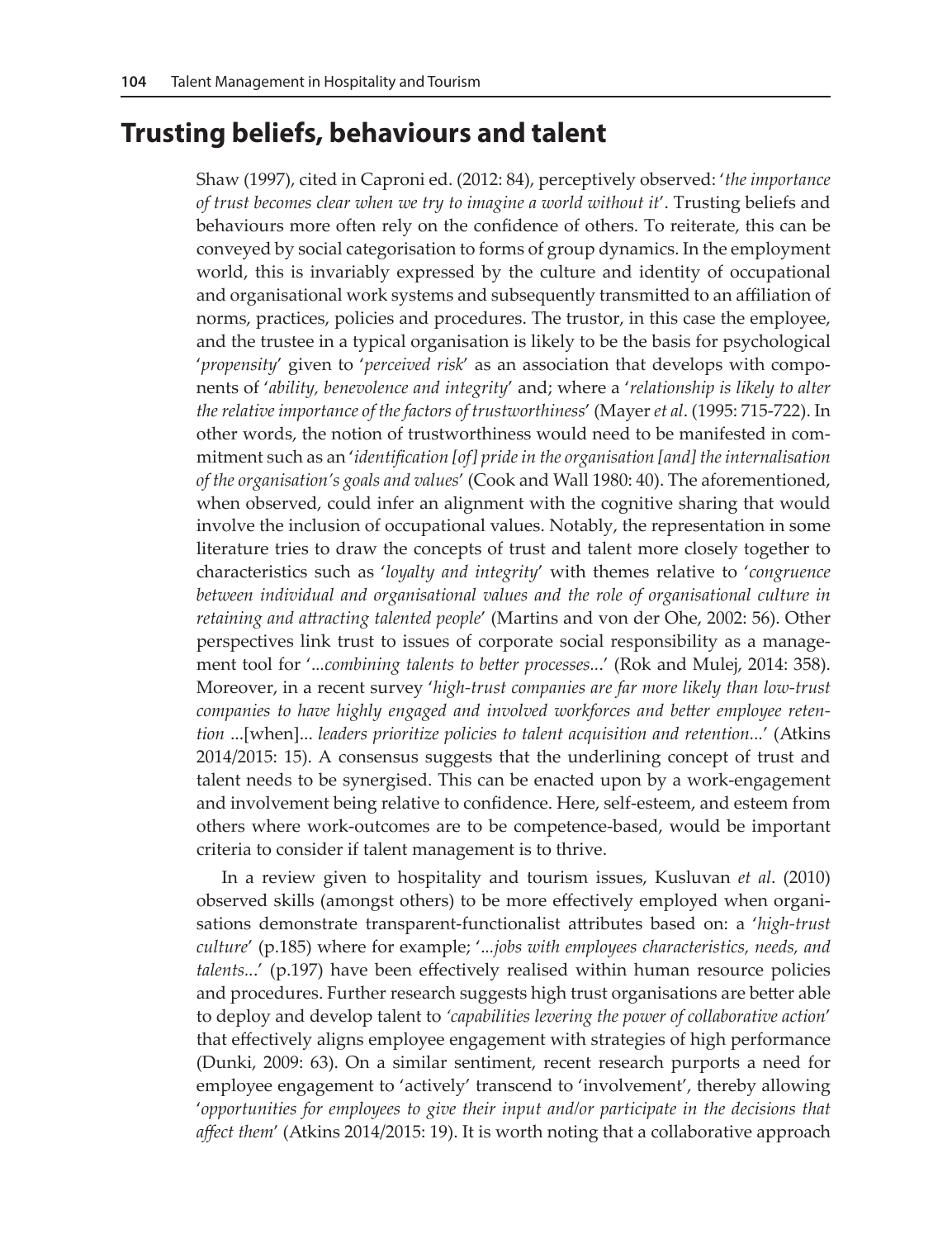## Trusting beliefs, behaviours and talent

Shaw (1997), cited in Caproni ed. (2012: 84), perceptively observed: '*the importance of trust becomes clear when we try to imagine a world without it*'. Trusting beliefs and behaviours more often rely on the confidence of others. To reiterate, this can be conveyed by social categorisation to forms of group dynamics. In the employment world, this is invariably expressed by the culture and identity of occupational and organisational work systems and subsequently transmitted to an affiliation of norms, practices, policies and procedures. The trustor, in this case the employee, and the trustee in a typical organisation is likely to be the basis for psychological '*propensity*' given to '*perceived risk*' as an association that develops with components of '*ability, benevolence and integrity*' and; where a '*relationship is likely to alter the relative importance of the factors of trustworthiness*' (Mayer *et al*. (1995: 715-722). In other words, the notion of trustworthiness would need to be manifested in commitment such as an '*identification [of] pride in the organisation [and] the internalisation of the organisation's goals and values*' (Cook and Wall 1980: 40). The aforementioned, when observed, could infer an alignment with the cognitive sharing that would involve the inclusion of occupational values. Notably, the representation in some literature tries to draw the concepts of trust and talent more closely together to characteristics such as '*loyalty and integrity*' with themes relative to '*congruence between individual and organisational values and the role of organisational culture in retaining and attracting talented people*' (Martins and von der Ohe, 2002: 56). Other perspectives link trust to issues of corporate social responsibility as a management tool for '*...combining talents to better processes...*' (Rok and Mulej, 2014: 358). Moreover, in a recent survey '*high-trust companies are far more likely than low-trust companies to have highly engaged and involved workforces and better employee retention* ...[when]... *leaders prioritize policies to talent acquisition and retention...*' (Atkins 2014/2015: 15). A consensus suggests that the underlining concept of trust and talent needs to be synergised. This can be enacted upon by a work-engagement and involvement being relative to confidence. Here, self-esteem, and esteem from others where work-outcomes are to be competence-based, would be important criteria to consider if talent management is to thrive.

In a review given to hospitality and tourism issues, Kusluvan *et al*. (2010) observed skills (amongst others) to be more effectively employed when organisations demonstrate transparent-functionalist attributes based on: a '*high-trust culture*' (p.185) where for example; '*...jobs with employees characteristics, needs, and talents...*' (p.197) have been effectively realised within human resource policies and procedures. Further research suggests high trust organisations are better able to deploy and develop talent to '*capabilities levering the power of collaborative action*' that effectively aligns employee engagement with strategies of high performance (Dunki, 2009: 63). On a similar sentiment, recent research purports a need for employee engagement to 'actively' transcend to 'involvement', thereby allowing '*opportunities for employees to give their input and/or participate in the decisions that affect them*' (Atkins 2014/2015: 19). It is worth noting that a collaborative approach